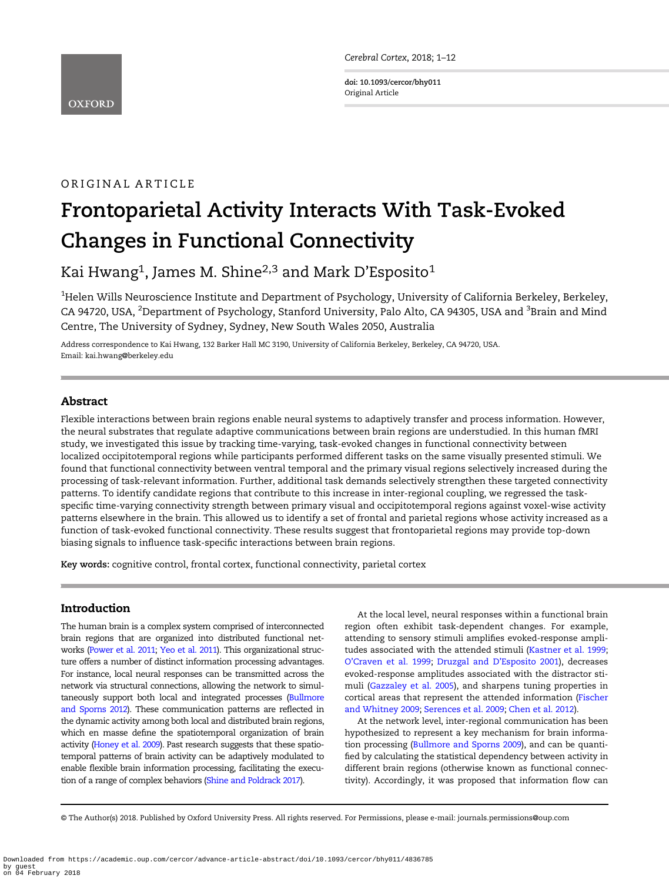ORIGINAL ARTICLE

# Frontoparietal Activity Interacts With Task-Evoked Changes in Functional Connectivity

Kai Hwang[1], James M. Shine[2,3] and Mark D'Esposito[1]

[1]Helen Wills Neuroscience Institute and Department of Psychology, University of California Berkeley, Berkeley, CA 94720, USA, [2]Department of Psychology, Stanford University, Palo Alto, CA 94305, USA and [3]Brain and Mind Centre, The University of Sydney, Sydney, New South Wales 2050, Australia

Address correspondence to Kai Hwang, 132 Barker Hall MC 3190, University of California Berkeley, Berkeley, CA 94720, USA. Email: kai.hwang@berkeley.edu

## Abstract

Flexible interactions between brain regions enable neural systems to adaptively transfer and process information. However, the neural substrates that regulate adaptive communications between brain regions are understudied. In this human fMRI study, we investigated this issue by tracking time-varying, task-evoked changes in functional connectivity between localized occipitotemporal regions while participants performed different tasks on the same visually presented stimuli. We found that functional connectivity between ventral temporal and the primary visual regions selectively increased during the processing of task-relevant information. Further, additional task demands selectively strengthen these targeted connectivity patterns. To identify candidate regions that contribute to this increase in inter-regional coupling, we regressed the task-specific time-varying connectivity strength between primary visual and occipitotemporal regions against voxel-wise activity patterns elsewhere in the brain. This allowed us to identify a set of frontal and parietal regions whose activity increased as a function of task-evoked functional connectivity. These results suggest that frontoparietal regions may provide top-down biasing signals to influence task-specific interactions between brain regions.

**Key words:** cognitive control, frontal cortex, functional connectivity, parietal cortex

## Introduction

The human brain is a complex system comprised of interconnected brain regions that are organized into distributed functional networks (Power et al. 2011; Yeo et al. 2011). This organizational structure offers a number of distinct information processing advantages. For instance, local neural responses can be transmitted across the network via structural connections, allowing the network to simultaneously support both local and integrated processes (Bullmore and Sporns 2012). These communication patterns are reflected in the dynamic activity among both local and distributed brain regions, which en masse define the spatiotemporal organization of brain activity (Honey et al. 2009). Past research suggests that these spatiotemporal patterns of brain activity can be adaptively modulated to enable flexible brain information processing, facilitating the execution of a range of complex behaviors (Shine and Poldrack 2017).

At the local level, neural responses within a functional brain region often exhibit task-dependent changes. For example, attending to sensory stimuli amplifies evoked-response amplitudes associated with the attended stimuli (Kastner et al. 1999; O'Craven et al. 1999; Druzgal and D'Esposito 2001), decreases evoked-response amplitudes associated with the distractor stimuli (Gazzaley et al. 2005), and sharpens tuning properties in cortical areas that represent the attended information (Fischer and Whitney 2009; Serences et al. 2009; Chen et al. 2012).

At the network level, inter-regional communication has been hypothesized to represent a key mechanism for brain information processing (Bullmore and Sporns 2009), and can be quantified by calculating the statistical dependency between activity in different brain regions (otherwise known as functional connectivity). Accordingly, it was proposed that information flow can

© The Author(s) 2018. Published by Oxford University Press. All rights reserved. For Permissions, please e-mail: journals.permissions@oup.com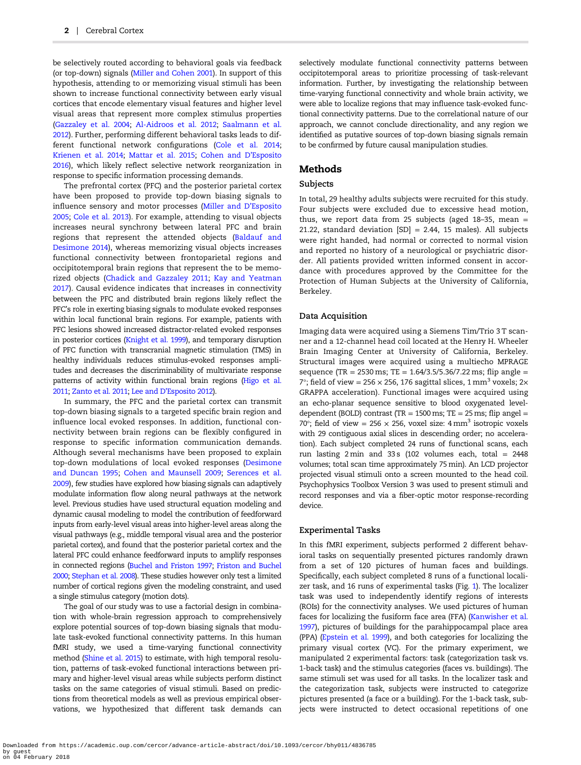be selectively routed according to behavioral goals via feedback (or top-down) signals (Miller and Cohen 2001). In support of this hypothesis, attending to or memorizing visual stimuli has been shown to increase functional connectivity between early visual cortices that encode elementary visual features and higher level visual areas that represent more complex stimulus properties (Gazzaley et al. 2004; Al-Aidroos et al. 2012; Saalmann et al. 2012). Further, performing different behavioral tasks leads to different functional network configurations (Cole et al. 2014; Krienen et al. 2014; Mattar et al. 2015; Cohen and D'Esposito 2016), which likely reflect selective network reorganization in response to specific information processing demands.

The prefrontal cortex (PFC) and the posterior parietal cortex have been proposed to provide top-down biasing signals to influence sensory and motor processes (Miller and D'Esposito 2005; Cole et al. 2013). For example, attending to visual objects increases neural synchrony between lateral PFC and brain regions that represent the attended objects (Baldauf and Desimone 2014), whereas memorizing visual objects increases functional connectivity between frontoparietal regions and occipitotemporal brain regions that represent the to be memorized objects (Chadick and Gazzaley 2011; Kay and Yeatman 2017). Causal evidence indicates that increases in connectivity between the PFC and distributed brain regions likely reflect the PFC's role in exerting biasing signals to modulate evoked responses within local functional brain regions. For example, patients with PFC lesions showed increased distractor-related evoked responses in posterior cortices (Knight et al. 1999), and temporary disruption of PFC function with transcranial magnetic stimulation (TMS) in healthy individuals reduces stimulus-evoked responses amplitudes and decreases the discriminability of multivariate response patterns of activity within functional brain regions (Higo et al. 2011; Zanto et al. 2011; Lee and D'Esposito 2012).

In summary, the PFC and the parietal cortex can transmit top-down biasing signals to a targeted specific brain region and influence local evoked responses. In addition, functional connectivity between brain regions can be flexibly configured in response to specific information communication demands. Although several mechanisms have been proposed to explain top-down modulations of local evoked responses (Desimone and Duncan 1995; Cohen and Maunsell 2009; Serences et al. 2009), few studies have explored how biasing signals can adaptively modulate information flow along neural pathways at the network level. Previous studies have used structural equation modeling and dynamic causal modeling to model the contribution of feedforward inputs from early-level visual areas into higher-level areas along the visual pathways (e.g., middle temporal visual area and the posterior parietal cortex), and found that the posterior parietal cortex and the lateral PFC could enhance feedforward inputs to amplify responses in connected regions (Buchel and Friston 1997; Friston and Buchel 2000; Stephan et al. 2008). These studies however only test a limited number of cortical regions given the modeling constraint, and used a single stimulus category (motion dots).

The goal of our study was to use a factorial design in combination with whole-brain regression approach to comprehensively explore potential sources of top-down biasing signals that modulate task-evoked functional connectivity patterns. In this human fMRI study, we used a time-varying functional connectivity method (Shine et al. 2015) to estimate, with high temporal resolution, patterns of task-evoked functional interactions between primary and higher-level visual areas while subjects perform distinct tasks on the same categories of visual stimuli. Based on predictions from theoretical models as well as previous empirical observations, we hypothesized that different task demands can selectively modulate functional connectivity patterns between occipitotemporal areas to prioritize processing of task-relevant information. Further, by investigating the relationship between time-varying functional connectivity and whole brain activity, we were able to localize regions that may influence task-evoked functional connectivity patterns. Due to the correlational nature of our approach, we cannot conclude directionality, and any region we identified as putative sources of top-down biasing signals remain to be confirmed by future causal manipulation studies.

## Methods

### Subjects

In total, 29 healthy adults subjects were recruited for this study. Four subjects were excluded due to excessive head motion, thus, we report data from 25 subjects (aged 18–35, mean = 21.22, standard deviation [SD] = 2.44, 15 males). All subjects were right handed, had normal or corrected to normal vision and reported no history of a neurological or psychiatric disorder. All patients provided written informed consent in accordance with procedures approved by the Committee for the Protection of Human Subjects at the University of California, Berkeley.

### Data Acquisition

Imaging data were acquired using a Siemens Tim/Trio 3 T scanner and a 12-channel head coil located at the Henry H. Wheeler Brain Imaging Center at University of California, Berkeley. Structural images were acquired using a multiecho MPRAGE sequence (TR = 2530 ms; TE = 1.64/3.5/5.36/7.22 ms; flip angle = 7°; field of view = 256 × 256, 176 sagittal slices, 1 mm$^3$ voxels; 2× GRAPPA acceleration). Functional images were acquired using an echo-planar sequence sensitive to blood oxygenated level-dependent (BOLD) contrast (TR = 1500 ms; TE = 25 ms; flip angel = 70°; field of view = 256 × 256, voxel size: 4 mm$^3$ isotropic voxels with 29 contiguous axial slices in descending order; no acceleration). Each subject completed 24 runs of functional scans, each run lasting 2 min and 33 s (102 volumes each, total = 2448 volumes; total scan time approximately 75 min). An LCD projector projected visual stimuli onto a screen mounted to the head coil. Psychophysics Toolbox Version 3 was used to present stimuli and record responses and via a fiber-optic motor response-recording device.

### Experimental Tasks

In this fMRI experiment, subjects performed 2 different behavioral tasks on sequentially presented pictures randomly drawn from a set of 120 pictures of human faces and buildings. Specifically, each subject completed 8 runs of a functional localizer task, and 16 runs of experimental tasks (Fig. 1). The localizer task was used to independently identify regions of interests (ROIs) for the connectivity analyses. We used pictures of human faces for localizing the fusiform face area (FFA) (Kanwisher et al. 1997), pictures of buildings for the parahippocampal place area (PPA) (Epstein et al. 1999), and both categories for localizing the primary visual cortex (VC). For the primary experiment, we manipulated 2 experimental factors: task (categorization task vs. 1-back task) and the stimulus categories (faces vs. buildings). The same stimuli set was used for all tasks. In the localizer task and the categorization task, subjects were instructed to categorize pictures presented (a face or a building). For the 1-back task, subjects were instructed to detect occasional repetitions of one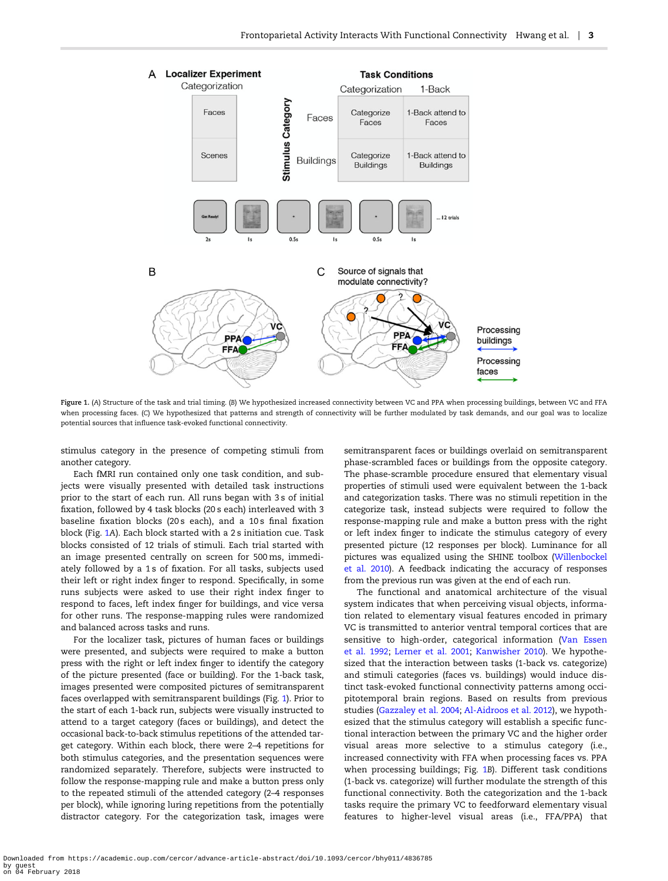Figure 1. (A) Structure of the task and trial timing. (B) We hypothesized increased connectivity between VC and PPA when processing buildings, between VC and FFA when processing faces. (C) We hypothesized that patterns and strength of connectivity will be further modulated by task demands, and our goal was to localize potential sources that influence task-evoked functional connectivity.

stimulus category in the presence of competing stimuli from another category.

Each fMRI run contained only one task condition, and subjects were visually presented with detailed task instructions prior to the start of each run. All runs began with 3 s of initial fixation, followed by 4 task blocks (20 s each) interleaved with 3 baseline fixation blocks (20 s each), and a 10 s final fixation block (Fig. 1A). Each block started with a 2 s initiation cue. Task blocks consisted of 12 trials of stimuli. Each trial started with an image presented centrally on screen for 500 ms, immediately followed by a 1 s of fixation. For all tasks, subjects used their left or right index finger to respond. Specifically, in some runs subjects were asked to use their right index finger to respond to faces, left index finger for buildings, and vice versa for other runs. The response-mapping rules were randomized and balanced across tasks and runs.

For the localizer task, pictures of human faces or buildings were presented, and subjects were required to make a button press with the right or left index finger to identify the category of the picture presented (face or building). For the 1-back task, images presented were composited pictures of semitransparent faces overlapped with semitransparent buildings (Fig. 1). Prior to the start of each 1-back run, subjects were visually instructed to attend to a target category (faces or buildings), and detect the occasional back-to-back stimulus repetitions of the attended target category. Within each block, there were 2–4 repetitions for both stimulus categories, and the presentation sequences were randomized separately. Therefore, subjects were instructed to follow the response-mapping rule and make a button press only to the repeated stimuli of the attended category (2–4 responses per block), while ignoring luring repetitions from the potentially distractor category. For the categorization task, images were semitransparent faces or buildings overlaid on semitransparent phase-scrambled faces or buildings from the opposite category. The phase-scramble procedure ensured that elementary visual properties of stimuli used were equivalent between the 1-back and categorization tasks. There was no stimuli repetition in the categorize task, instead subjects were required to follow the response-mapping rule and make a button press with the right or left index finger to indicate the stimulus category of every presented picture (12 responses per block). Luminance for all pictures was equalized using the SHINE toolbox (Willenbockel et al. 2010). A feedback indicating the accuracy of responses from the previous run was given at the end of each run.

The functional and anatomical architecture of the visual system indicates that when perceiving visual objects, information related to elementary visual features encoded in primary VC is transmitted to anterior ventral temporal cortices that are sensitive to high-order, categorical information (Van Essen et al. 1992; Lerner et al. 2001; Kanwisher 2010). We hypothesized that the interaction between tasks (1-back vs. categorize) and stimuli categories (faces vs. buildings) would induce distinct task-evoked functional connectivity patterns among occipitotemporal brain regions. Based on results from previous studies (Gazzaley et al. 2004; Al-Aidroos et al. 2012), we hypothesized that the stimulus category will establish a specific functional interaction between the primary VC and the higher order visual areas more selective to a stimulus category (i.e., increased connectivity with FFA when processing faces vs. PPA when processing buildings; Fig. 1B). Different task conditions (1-back vs. categorize) will further modulate the strength of this functional connectivity. Both the categorization and the 1-back tasks require the primary VC to feedforward elementary visual features to higher-level visual areas (i.e., FFA/PPA) that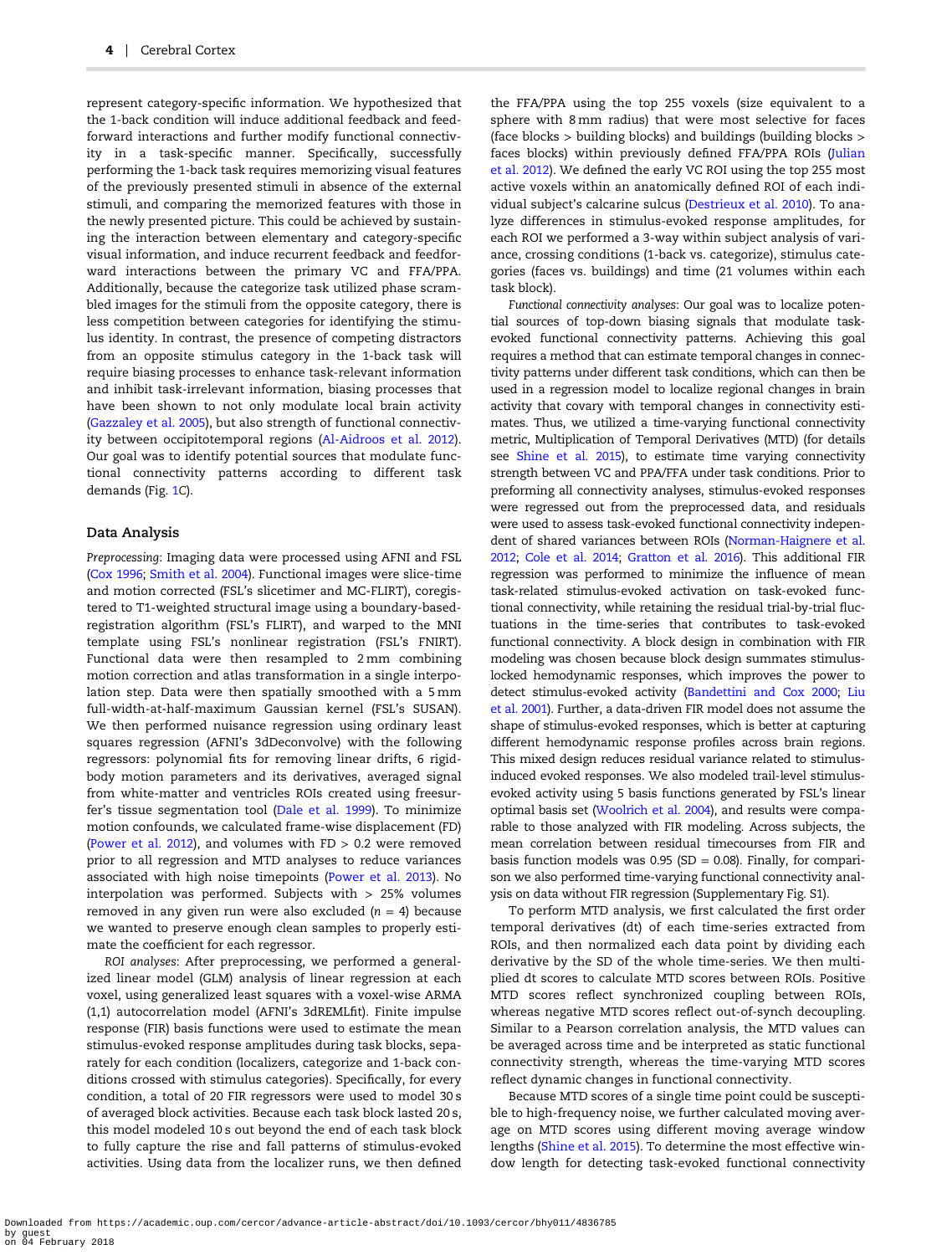represent category-specific information. We hypothesized that the 1-back condition will induce additional feedback and feedforward interactions and further modify functional connectivity in a task-specific manner. Specifically, successfully performing the 1-back task requires memorizing visual features of the previously presented stimuli in absence of the external stimuli, and comparing the memorized features with those in the newly presented picture. This could be achieved by sustaining the interaction between elementary and category-specific visual information, and induce recurrent feedback and feedforward interactions between the primary VC and FFA/PPA. Additionally, because the categorize task utilized phase scrambled images for the stimuli from the opposite category, there is less competition between categories for identifying the stimulus identity. In contrast, the presence of competing distractors from an opposite stimulus category in the 1-back task will require biasing processes to enhance task-relevant information and inhibit task-irrelevant information, biasing processes that have been shown to not only modulate local brain activity (Gazzaley et al. 2005), but also strength of functional connectivity between occipitotemporal regions (Al-Aidroos et al. 2012). Our goal was to identify potential sources that modulate functional connectivity patterns according to different task demands (Fig. 1C).

## Data Analysis

*Preprocessing*: Imaging data were processed using AFNI and FSL (Cox 1996; Smith et al. 2004). Functional images were slice-time and motion corrected (FSL's slicetimer and MC-FLIRT), coregistered to T1-weighted structural image using a boundary-based-registration algorithm (FSL's FLIRT), and warped to the MNI template using FSL's nonlinear registration (FSL's FNIRT). Functional data were then resampled to 2 mm combining motion correction and atlas transformation in a single interpolation step. Data were then spatially smoothed with a 5 mm full-width-at-half-maximum Gaussian kernel (FSL's SUSAN). We then performed nuisance regression using ordinary least squares regression (AFNI's 3dDeconvolve) with the following regressors: polynomial fits for removing linear drifts, 6 rigid-body motion parameters and its derivatives, averaged signal from white-matter and ventricles ROIs created using freesurfer's tissue segmentation tool (Dale et al. 1999). To minimize motion confounds, we calculated frame-wise displacement (FD) (Power et al. 2012), and volumes with FD > 0.2 were removed prior to all regression and MTD analyses to reduce variances associated with high noise timepoints (Power et al. 2013). No interpolation was performed. Subjects with > 25% volumes removed in any given run were also excluded ($n = 4$) because we wanted to preserve enough clean samples to properly estimate the coefficient for each regressor.

*ROI analyses*: After preprocessing, we performed a generalized linear model (GLM) analysis of linear regression at each voxel, using generalized least squares with a voxel-wise ARMA (1,1) autocorrelation model (AFNI's 3dREMLfit). Finite impulse response (FIR) basis functions were used to estimate the mean stimulus-evoked response amplitudes during task blocks, separately for each condition (localizers, categorize and 1-back conditions crossed with stimulus categories). Specifically, for every condition, a total of 20 FIR regressors were used to model 30 s of averaged block activities. Because each task block lasted 20 s, this model modeled 10 s out beyond the end of each task block to fully capture the rise and fall patterns of stimulus-evoked activities. Using data from the localizer runs, we then defined the FFA/PPA using the top 255 voxels (size equivalent to a sphere with 8 mm radius) that were most selective for faces (face blocks > building blocks) and buildings (building blocks > faces blocks) within previously defined FFA/PPA ROIs (Julian et al. 2012). We defined the early VC ROI using the top 255 most active voxels within an anatomically defined ROI of each individual subject's calcarine sulcus (Destrieux et al. 2010). To analyze differences in stimulus-evoked response amplitudes, for each ROI we performed a 3-way within subject analysis of variance, crossing conditions (1-back vs. categorize), stimulus categories (faces vs. buildings) and time (21 volumes within each task block).

*Functional connectivity analyses*: Our goal was to localize potential sources of top-down biasing signals that modulate task-evoked functional connectivity patterns. Achieving this goal requires a method that can estimate temporal changes in connectivity patterns under different task conditions, which can then be used in a regression model to localize regional changes in brain activity that covary with temporal changes in connectivity estimates. Thus, we utilized a time-varying functional connectivity metric, Multiplication of Temporal Derivatives (MTD) (for details see Shine et al. 2015), to estimate time varying connectivity strength between VC and PPA/FFA under task conditions. Prior to preforming all connectivity analyses, stimulus-evoked responses were regressed out from the preprocessed data, and residuals were used to assess task-evoked functional connectivity independent of shared variances between ROIs (Norman-Haignere et al. 2012; Cole et al. 2014; Gratton et al. 2016). This additional FIR regression was performed to minimize the influence of mean task-related stimulus-evoked activation on task-evoked functional connectivity, while retaining the residual trial-by-trial fluctuations in the time-series that contributes to task-evoked functional connectivity. A block design in combination with FIR modeling was chosen because block design summates stimulus-locked hemodynamic responses, which improves the power to detect stimulus-evoked activity (Bandettini and Cox 2000; Liu et al. 2001). Further, a data-driven FIR model does not assume the shape of stimulus-evoked responses, which is better at capturing different hemodynamic response profiles across brain regions. This mixed design reduces residual variance related to stimulus-induced evoked responses. We also modeled trail-level stimulus-evoked activity using 5 basis functions generated by FSL's linear optimal basis set (Woolrich et al. 2004), and results were comparable to those analyzed with FIR modeling. Across subjects, the mean correlation between residual timecourses from FIR and basis function models was 0.95 (SD = 0.08). Finally, for comparison we also performed time-varying functional connectivity analysis on data without FIR regression (Supplementary Fig. S1).

To perform MTD analysis, we first calculated the first order temporal derivatives (dt) of each time-series extracted from ROIs, and then normalized each data point by dividing each derivative by the SD of the whole time-series. We then multiplied dt scores to calculate MTD scores between ROIs. Positive MTD scores reflect synchronized coupling between ROIs, whereas negative MTD scores reflect out-of-synch decoupling. Similar to a Pearson correlation analysis, the MTD values can be averaged across time and be interpreted as static functional connectivity strength, whereas the time-varying MTD scores reflect dynamic changes in functional connectivity.

Because MTD scores of a single time point could be susceptible to high-frequency noise, we further calculated moving average on MTD scores using different moving average window lengths (Shine et al. 2015). To determine the most effective window length for detecting task-evoked functional connectivity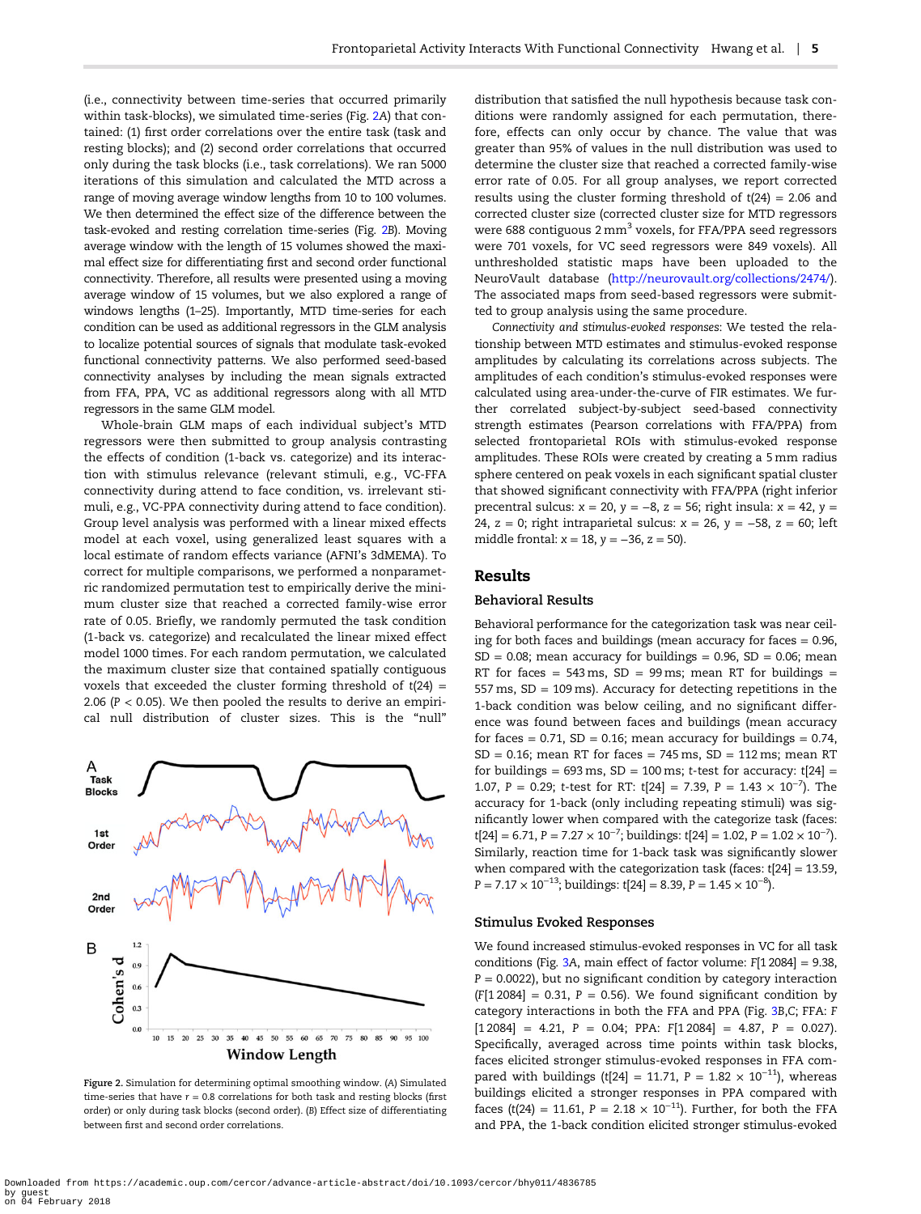(i.e., connectivity between time-series that occurred primarily within task-blocks), we simulated time-series (Fig. 2A) that contained: (1) first order correlations over the entire task (task and resting blocks); and (2) second order correlations that occurred only during the task blocks (i.e., task correlations). We ran 5000 iterations of this simulation and calculated the MTD across a range of moving average window lengths from 10 to 100 volumes. We then determined the effect size of the difference between the task-evoked and resting correlation time-series (Fig. 2B). Moving average window with the length of 15 volumes showed the maximal effect size for differentiating first and second order functional connectivity. Therefore, all results were presented using a moving average window of 15 volumes, but we also explored a range of windows lengths (1–25). Importantly, MTD time-series for each condition can be used as additional regressors in the GLM analysis to localize potential sources of signals that modulate task-evoked functional connectivity patterns. We also performed seed-based connectivity analyses by including the mean signals extracted from FFA, PPA, VC as additional regressors along with all MTD regressors in the same GLM model.

Whole-brain GLM maps of each individual subject's MTD regressors were then submitted to group analysis contrasting the effects of condition (1-back vs. categorize) and its interaction with stimulus relevance (relevant stimuli, e.g., VC-FFA connectivity during attend to face condition, vs. irrelevant stimuli, e.g., VC-PPA connectivity during attend to face condition). Group level analysis was performed with a linear mixed effects model at each voxel, using generalized least squares with a local estimate of random effects variance (AFNI's 3dMEMA). To correct for multiple comparisons, we performed a nonparametric randomized permutation test to empirically derive the minimum cluster size that reached a corrected family-wise error rate of 0.05. Briefly, we randomly permuted the task condition (1-back vs. categorize) and recalculated the linear mixed effect model 1000 times. For each random permutation, we calculated the maximum cluster size that contained spatially contiguous voxels that exceeded the cluster forming threshold of $t(24) = 2.06$ ($P < 0.05$). We then pooled the results to derive an empirical null distribution of cluster sizes. This is the "null" distribution that satisfied the null hypothesis because task conditions were randomly assigned for each permutation, therefore, effects can only occur by chance. The value that was greater than 95% of values in the null distribution was used to determine the cluster size that reached a corrected family-wise error rate of 0.05. For all group analyses, we report corrected results using the cluster forming threshold of $t(24) = 2.06$ and corrected cluster size (corrected cluster size for MTD regressors were 688 contiguous 2 $mm^3$ voxels, for FFA/PPA seed regressors were 701 voxels, for VC seed regressors were 849 voxels). All unthresholded statistic maps have been uploaded to the NeuroVault database (http://neurovault.org/collections/2474/). The associated maps from seed-based regressors were submitted to group analysis using the same procedure.

*Connectivity and stimulus-evoked responses:* We tested the relationship between MTD estimates and stimulus-evoked response amplitudes by calculating its correlations across subjects. The amplitudes of each condition's stimulus-evoked responses were calculated using area-under-the-curve of FIR estimates. We further correlated subject-by-subject seed-based connectivity strength estimates (Pearson correlations with FFA/PPA) from selected frontoparietal ROIs with stimulus-evoked response amplitudes. These ROIs were created by creating a 5 mm radius sphere centered on peak voxels in each significant spatial cluster that showed significant connectivity with FFA/PPA (right inferior precentral sulcus: $x = 20$, $y = -8$, $z = 56$; right insula: $x = 42$, $y = 24$, $z = 0$; right intraparietal sulcus: $x = 26$, $y = -58$, $z = 60$; left middle frontal: $x = 18$, $y = -36$, $z = 50$).

Figure 2. Simulation for determining optimal smoothing window. (A) Simulated time-series that have $r = 0.8$ correlations for both task and resting blocks (first order) or only during task blocks (second order). (B) Effect size of differentiating between first and second order correlations.

## Results

### Behavioral Results

Behavioral performance for the categorization task was near ceiling for both faces and buildings (mean accuracy for faces = 0.96, SD = 0.08; mean accuracy for buildings = 0.96, SD = 0.06; mean RT for faces = 543 ms, SD = 99 ms; mean RT for buildings = 557 ms, SD = 109 ms). Accuracy for detecting repetitions in the 1-back condition was below ceiling, and no significant difference was found between faces and buildings (mean accuracy for faces = 0.71, SD = 0.16; mean accuracy for buildings = 0.74, SD = 0.16; mean RT for faces = 745 ms, SD = 112 ms; mean RT for buildings = 693 ms, SD = 100 ms; t-test for accuracy: $t[24] = 1.07$, $P = 0.29$; t-test for RT: $t[24] = 7.39$, $P = 1.43 \times 10^{-7}$). The accuracy for 1-back (only including repeating stimuli) was significantly lower when compared with the categorize task (faces: $t[24] = 6.71$, $P = 7.27 \times 10^{-7}$; buildings: $t[24] = 1.02$, $P = 1.02 \times 10^{-7}$). Similarly, reaction time for 1-back task was significantly slower when compared with the categorization task (faces: $t[24] = 13.59$, $P = 7.17 \times 10^{-13}$; buildings: $t[24] = 8.39$, $P = 1.45 \times 10^{-8}$).

### Stimulus Evoked Responses

We found increased stimulus-evoked responses in VC for all task conditions (Fig. 3A, main effect of factor volume: $F[1\,2084] = 9.38$, $P = 0.0022$), but no significant condition by category interaction ($F[1\,2084] = 0.31$, $P = 0.56$). We found significant condition by category interactions in both the FFA and PPA (Fig. 3B,C; FFA: $F[1\,2084] = 4.21$, $P = 0.04$; PPA: $F[1\,2084] = 4.87$, $P = 0.027$). Specifically, averaged across time points within task blocks, faces elicited stronger stimulus-evoked responses in FFA compared with buildings ($t[24] = 11.71$, $P = 1.82 \times 10^{-11}$), whereas buildings elicited a stronger responses in PPA compared with faces ($t(24) = 11.61$, $P = 2.18 \times 10^{-11}$). Further, for both the FFA and PPA, the 1-back condition elicited stronger stimulus-evoked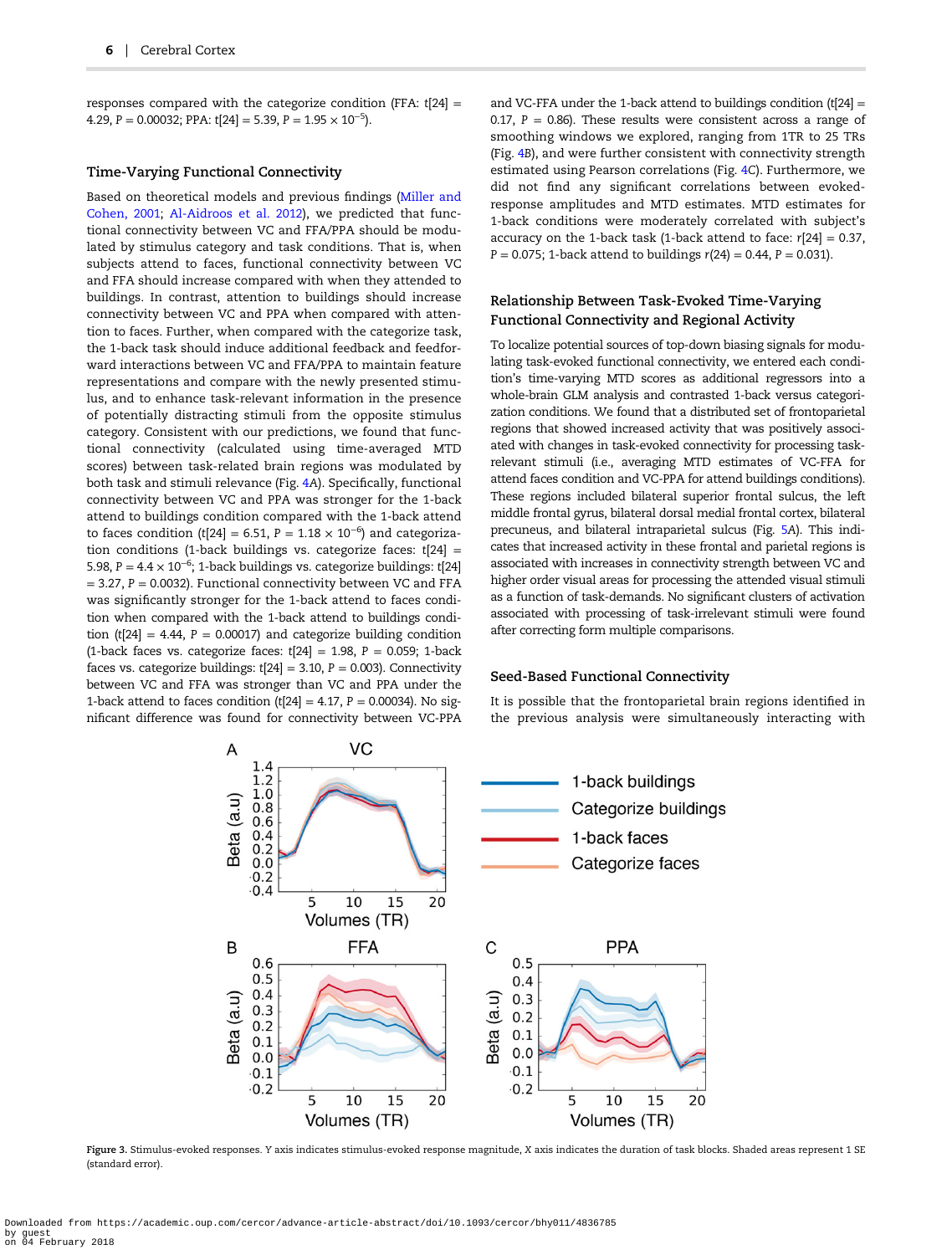responses compared with the categorize condition (FFA: $t[24] = 4.29$, $P = 0.00032$; PPA: $t[24] = 5.39$, $P = 1.95 \times 10^{-5}$).

### Time-Varying Functional Connectivity

Based on theoretical models and previous findings (Miller and Cohen, 2001; Al-Aidroos et al. 2012), we predicted that functional connectivity between VC and FFA/PPA should be modulated by stimulus category and task conditions. That is, when subjects attend to faces, functional connectivity between VC and FFA should increase compared with when they attended to buildings. In contrast, attention to buildings should increase connectivity between VC and PPA when compared with attention to faces. Further, when compared with the categorize task, the 1-back task should induce additional feedback and feedforward interactions between VC and FFA/PPA to maintain feature representations and compare with the newly presented stimulus, and to enhance task-relevant information in the presence of potentially distracting stimuli from the opposite stimulus category. Consistent with our predictions, we found that functional connectivity (calculated using time-averaged MTD scores) between task-related brain regions was modulated by both task and stimuli relevance (Fig. 4A). Specifically, functional connectivity between VC and PPA was stronger for the 1-back attend to buildings condition compared with the 1-back attend to faces condition ($t[24] = 6.51$, $P = 1.18 \times 10^{-6}$) and categorization conditions (1-back buildings vs. categorize faces: $t[24] = 5.98$, $P = 4.4 \times 10^{-6}$; 1-back buildings vs. categorize buildings: $t[24] = 3.27$, $P = 0.0032$). Functional connectivity between VC and FFA was significantly stronger for the 1-back attend to faces condition when compared with the 1-back attend to buildings condition ($t[24] = 4.44$, $P = 0.00017$) and categorize building condition (1-back faces vs. categorize faces: $t[24] = 1.98$, $P = 0.059$; 1-back faces vs. categorize buildings: $t[24] = 3.10$, $P = 0.003$). Connectivity between VC and FFA was stronger than VC and PPA under the 1-back attend to faces condition ($t[24] = 4.17$, $P = 0.00034$). No significant difference was found for connectivity between VC-PPA and VC-FFA under the 1-back attend to buildings condition ($t[24] = 0.17$, $P = 0.86$). These results were consistent across a range of smoothing windows we explored, ranging from 1TR to 25 TRs (Fig. 4B), and were further consistent with connectivity strength estimated using Pearson correlations (Fig. 4C). Furthermore, we did not find any significant correlations between evoked-response amplitudes and MTD estimates. MTD estimates for 1-back conditions were moderately correlated with subject's accuracy on the 1-back task (1-back attend to face: $r[24] = 0.37$, $P = 0.075$; 1-back attend to buildings $r(24) = 0.44$, $P = 0.031$).

### Relationship Between Task-Evoked Time-Varying Functional Connectivity and Regional Activity

To localize potential sources of top-down biasing signals for modulating task-evoked functional connectivity, we entered each condition's time-varying MTD scores as additional regressors into a whole-brain GLM analysis and contrasted 1-back versus categorization conditions. We found that a distributed set of frontoparietal regions that showed increased activity that was positively associated with changes in task-evoked connectivity for processing task-relevant stimuli (i.e., averaging MTD estimates of VC-FFA for attend faces condition and VC-PPA for attend buildings conditions). These regions included bilateral superior frontal sulcus, the left middle frontal gyrus, bilateral dorsal medial frontal cortex, bilateral precuneus, and bilateral intraparietal sulcus (Fig. 5A). This indicates that increased activity in these frontal and parietal regions is associated with increases in connectivity strength between VC and higher order visual areas for processing the attended visual stimuli as a function of task-demands. No significant clusters of activation associated with processing of task-irrelevant stimuli were found after correcting form multiple comparisons.

### Seed-Based Functional Connectivity

It is possible that the frontoparietal brain regions identified in the previous analysis were simultaneously interacting with

Figure 3. Stimulus-evoked responses. Y axis indicates stimulus-evoked response magnitude, X axis indicates the duration of task blocks. Shaded areas represent 1 SE (standard error).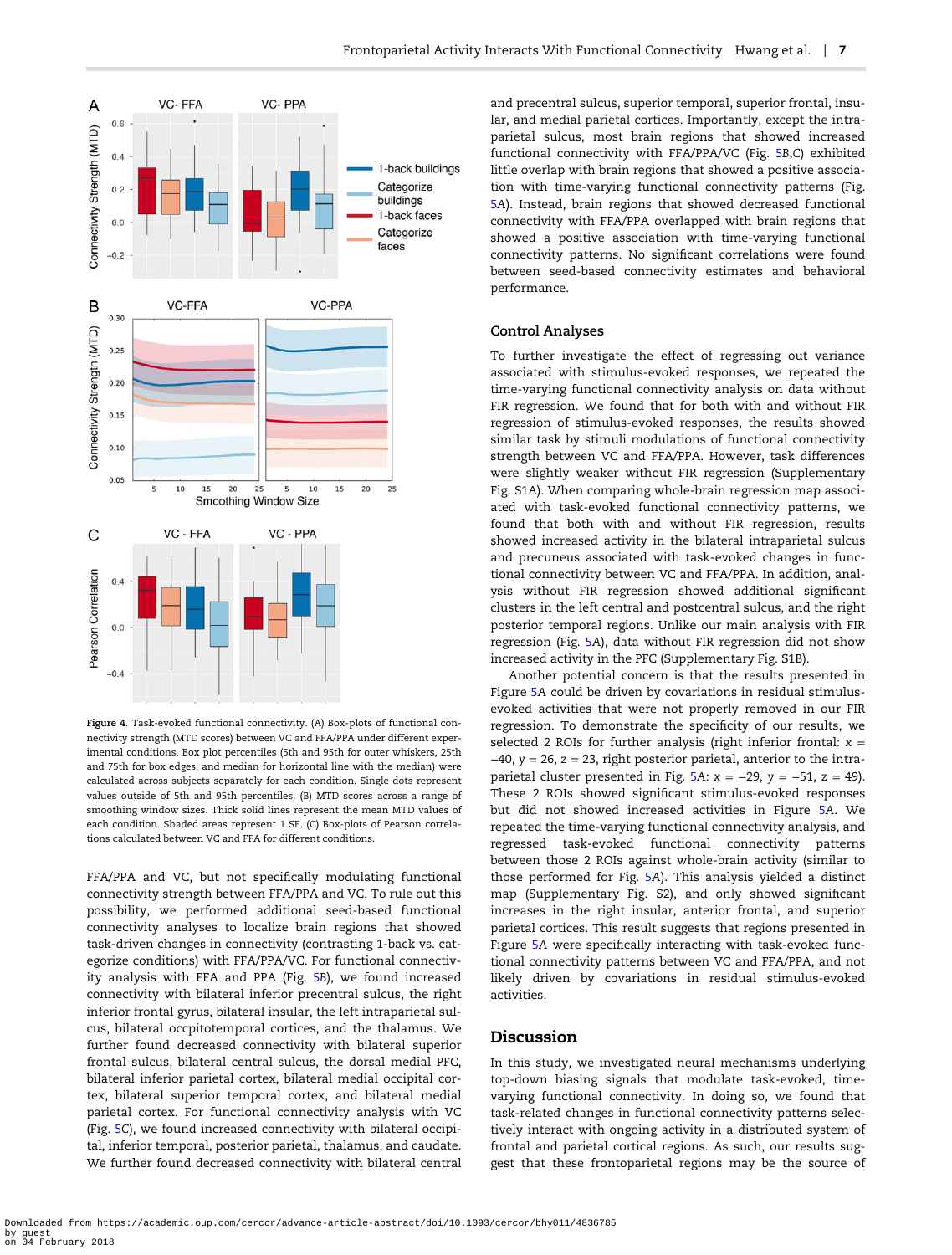Figure 4. Task-evoked functional connectivity. (A) Box-plots of functional connectivity strength (MTD scores) between VC and FFA/PPA under different experimental conditions. Box plot percentiles (5th and 95th for outer whiskers, 25th and 75th for box edges, and median for horizontal line with the median) were calculated across subjects separately for each condition. Single dots represent values outside of 5th and 95th percentiles. (B) MTD scores across a range of smoothing window sizes. Thick solid lines represent the mean MTD values of each condition. Shaded areas represent 1 SE. (C) Box-plots of Pearson correlations calculated between VC and FFA for different conditions.

FFA/PPA and VC, but not specifically modulating functional connectivity strength between FFA/PPA and VC. To rule out this possibility, we performed additional seed-based functional connectivity analyses to localize brain regions that showed task-driven changes in connectivity (contrasting 1-back vs. categorize conditions) with FFA/PPA/VC. For functional connectivity analysis with FFA and PPA (Fig. 5B), we found increased connectivity with bilateral inferior precentral sulcus, the right inferior frontal gyrus, bilateral insular, the left intraparietal sulcus, bilateral occpitotemporal cortices, and the thalamus. We further found decreased connectivity with bilateral superior frontal sulcus, bilateral central sulcus, the dorsal medial PFC, bilateral inferior parietal cortex, bilateral medial occipital cortex, bilateral superior temporal cortex, and bilateral medial parietal cortex. For functional connectivity analysis with VC (Fig. 5C), we found increased connectivity with bilateral occipital, inferior temporal, posterior parietal, thalamus, and caudate. We further found decreased connectivity with bilateral central and precentral sulcus, superior temporal, superior frontal, insular, and medial parietal cortices. Importantly, except the intraparietal sulcus, most brain regions that showed increased functional connectivity with FFA/PPA/VC (Fig. 5B,C) exhibited little overlap with brain regions that showed a positive association with time-varying functional connectivity patterns (Fig. 5A). Instead, brain regions that showed decreased functional connectivity with FFA/PPA overlapped with brain regions that showed a positive association with time-varying functional connectivity patterns. No significant correlations were found between seed-based connectivity estimates and behavioral performance.

## Control Analyses

To further investigate the effect of regressing out variance associated with stimulus-evoked responses, we repeated the time-varying functional connectivity analysis on data without FIR regression. We found that for both with and without FIR regression of stimulus-evoked responses, the results showed similar task by stimuli modulations of functional connectivity strength between VC and FFA/PPA. However, task differences were slightly weaker without FIR regression (Supplementary Fig. S1A). When comparing whole-brain regression map associated with task-evoked functional connectivity patterns, we found that both with and without FIR regression, results showed increased activity in the bilateral intraparietal sulcus and precuneus associated with task-evoked changes in functional connectivity between VC and FFA/PPA. In addition, analysis without FIR regression showed additional significant clusters in the left central and postcentral sulcus, and the right posterior temporal regions. Unlike our main analysis with FIR regression (Fig. 5A), data without FIR regression did not show increased activity in the PFC (Supplementary Fig. S1B).

Another potential concern is that the results presented in Figure 5A could be driven by covariations in residual stimulus-evoked activities that were not properly removed in our FIR regression. To demonstrate the specificity of our results, we selected 2 ROIs for further analysis (right inferior frontal: $x = -40$, $y = 26$, $z = 23$, right posterior parietal, anterior to the intraparietal cluster presented in Fig. 5A: $x = -29$, $y = -51$, $z = 49$). These 2 ROIs showed significant stimulus-evoked responses but did not showed increased activities in Figure 5A. We repeated the time-varying functional connectivity analysis, and regressed task-evoked functional connectivity patterns between those 2 ROIs against whole-brain activity (similar to those performed for Fig. 5A). This analysis yielded a distinct map (Supplementary Fig. S2), and only showed significant increases in the right insular, anterior frontal, and superior parietal cortices. This result suggests that regions presented in Figure 5A were specifically interacting with task-evoked functional connectivity patterns between VC and FFA/PPA, and not likely driven by covariations in residual stimulus-evoked activities.

# Discussion

In this study, we investigated neural mechanisms underlying top-down biasing signals that modulate task-evoked, time-varying functional connectivity. In doing so, we found that task-related changes in functional connectivity patterns selectively interact with ongoing activity in a distributed system of frontal and parietal cortical regions. As such, our results suggest that these frontoparietal regions may be the source of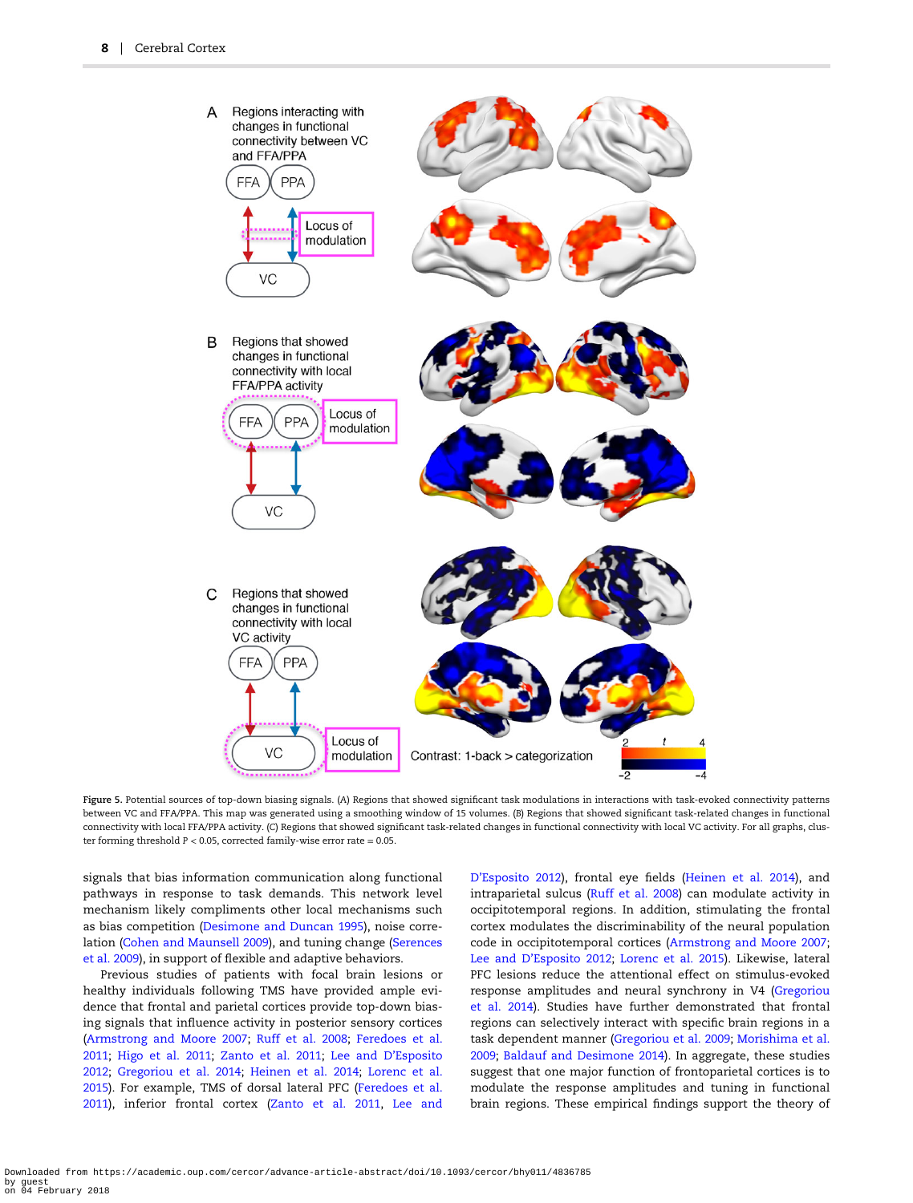Figure 5. Potential sources of top-down biasing signals. (A) Regions that showed significant task modulations in interactions with task-evoked connectivity patterns between VC and FFA/PPA. This map was generated using a smoothing window of 15 volumes. (B) Regions that showed significant task-related changes in functional connectivity with local FFA/PPA activity. (C) Regions that showed significant task-related changes in functional connectivity with local VC activity. For all graphs, cluster forming threshold $P < 0.05$, corrected family-wise error rate = 0.05.

signals that bias information communication along functional pathways in response to task demands. This network level mechanism likely compliments other local mechanisms such as bias competition (Desimone and Duncan 1995), noise correlation (Cohen and Maunsell 2009), and tuning change (Serences et al. 2009), in support of flexible and adaptive behaviors.

Previous studies of patients with focal brain lesions or healthy individuals following TMS have provided ample evidence that frontal and parietal cortices provide top-down biasing signals that influence activity in posterior sensory cortices (Armstrong and Moore 2007; Ruff et al. 2008; Feredoes et al. 2011; Higo et al. 2011; Zanto et al. 2011; Lee and D'Esposito 2012; Gregoriou et al. 2014; Heinen et al. 2014; Lorenc et al. 2015). For example, TMS of dorsal lateral PFC (Feredoes et al. 2011), inferior frontal cortex (Zanto et al. 2011, Lee and D'Esposito 2012), frontal eye fields (Heinen et al. 2014), and intraparietal sulcus (Ruff et al. 2008) can modulate activity in occipitotemporal regions. In addition, stimulating the frontal cortex modulates the discriminability of the neural population code in occipitotemporal cortices (Armstrong and Moore 2007; Lee and D'Esposito 2012; Lorenc et al. 2015). Likewise, lateral PFC lesions reduce the attentional effect on stimulus-evoked response amplitudes and neural synchrony in V4 (Gregoriou et al. 2014). Studies have further demonstrated that frontal regions can selectively interact with specific brain regions in a task dependent manner (Gregoriou et al. 2009; Morishima et al. 2009; Baldauf and Desimone 2014). In aggregate, these studies suggest that one major function of frontoparietal cortices is to modulate the response amplitudes and tuning in functional brain regions. These empirical findings support the theory of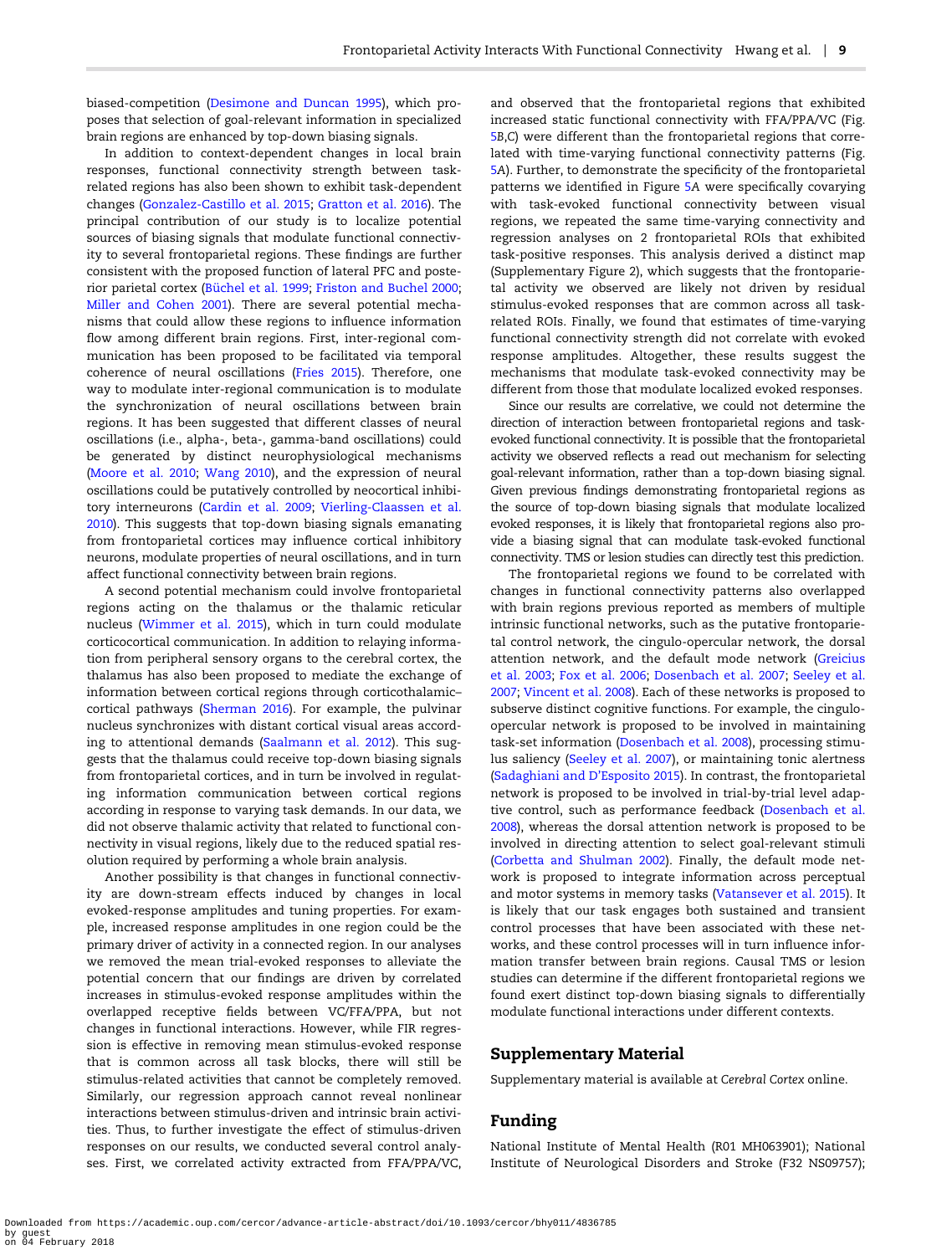biased-competition (Desimone and Duncan 1995), which proposes that selection of goal-relevant information in specialized brain regions are enhanced by top-down biasing signals.

In addition to context-dependent changes in local brain responses, functional connectivity strength between task-related regions has also been shown to exhibit task-dependent changes (Gonzalez-Castillo et al. 2015; Gratton et al. 2016). The principal contribution of our study is to localize potential sources of biasing signals that modulate functional connectivity to several frontoparietal regions. These findings are further consistent with the proposed function of lateral PFC and posterior parietal cortex (Büchel et al. 1999; Friston and Buchel 2000; Miller and Cohen 2001). There are several potential mechanisms that could allow these regions to influence information flow among different brain regions. First, inter-regional communication has been proposed to be facilitated via temporal coherence of neural oscillations (Fries 2015). Therefore, one way to modulate inter-regional communication is to modulate the synchronization of neural oscillations between brain regions. It has been suggested that different classes of neural oscillations (i.e., alpha-, beta-, gamma-band oscillations) could be generated by distinct neurophysiological mechanisms (Moore et al. 2010; Wang 2010), and the expression of neural oscillations could be putatively controlled by neocortical inhibitory interneurons (Cardin et al. 2009; Vierling-Claassen et al. 2010). This suggests that top-down biasing signals emanating from frontoparietal cortices may influence cortical inhibitory neurons, modulate properties of neural oscillations, and in turn affect functional connectivity between brain regions.

A second potential mechanism could involve frontoparietal regions acting on the thalamus or the thalamic reticular nucleus (Wimmer et al. 2015), which in turn could modulate corticocortical communication. In addition to relaying information from peripheral sensory organs to the cerebral cortex, the thalamus has also been proposed to mediate the exchange of information between cortical regions through corticothalamic–cortical pathways (Sherman 2016). For example, the pulvinar nucleus synchronizes with distant cortical visual areas according to attentional demands (Saalmann et al. 2012). This suggests that the thalamus could receive top-down biasing signals from frontoparietal cortices, and in turn be involved in regulating information communication between cortical regions according in response to varying task demands. In our data, we did not observe thalamic activity that related to functional connectivity in visual regions, likely due to the reduced spatial resolution required by performing a whole brain analysis.

Another possibility is that changes in functional connectivity are down-stream effects induced by changes in local evoked-response amplitudes and tuning properties. For example, increased response amplitudes in one region could be the primary driver of activity in a connected region. In our analyses we removed the mean trial-evoked responses to alleviate the potential concern that our findings are driven by correlated increases in stimulus-evoked response amplitudes within the overlapped receptive fields between VC/FFA/PPA, but not changes in functional interactions. However, while FIR regression is effective in removing mean stimulus-evoked response that is common across all task blocks, there will still be stimulus-related activities that cannot be completely removed. Similarly, our regression approach cannot reveal nonlinear interactions between stimulus-driven and intrinsic brain activities. Thus, to further investigate the effect of stimulus-driven responses on our results, we conducted several control analyses. First, we correlated activity extracted from FFA/PPA/VC, and observed that the frontoparietal regions that exhibited increased static functional connectivity with FFA/PPA/VC (Fig. 5B,C) were different than the frontoparietal regions that correlated with time-varying functional connectivity patterns (Fig. 5A). Further, to demonstrate the specificity of the frontoparietal patterns we identified in Figure 5A were specifically covarying with task-evoked functional connectivity between visual regions, we repeated the same time-varying connectivity and regression analyses on 2 frontoparietal ROIs that exhibited task-positive responses. This analysis derived a distinct map (Supplementary Figure 2), which suggests that the frontoparietal activity we observed are likely not driven by residual stimulus-evoked responses that are common across all task-related ROIs. Finally, we found that estimates of time-varying functional connectivity strength did not correlate with evoked response amplitudes. Altogether, these results suggest the mechanisms that modulate task-evoked connectivity may be different from those that modulate localized evoked responses.

Since our results are correlative, we could not determine the direction of interaction between frontoparietal regions and task-evoked functional connectivity. It is possible that the frontoparietal activity we observed reflects a read out mechanism for selecting goal-relevant information, rather than a top-down biasing signal. Given previous findings demonstrating frontoparietal regions as the source of top-down biasing signals that modulate localized evoked responses, it is likely that frontoparietal regions also provide a biasing signal that can modulate task-evoked functional connectivity. TMS or lesion studies can directly test this prediction.

The frontoparietal regions we found to be correlated with changes in functional connectivity patterns also overlapped with brain regions previous reported as members of multiple intrinsic functional networks, such as the putative frontoparietal control network, the cingulo-opercular network, the dorsal attention network, and the default mode network (Greicius et al. 2003; Fox et al. 2006; Dosenbach et al. 2007; Seeley et al. 2007; Vincent et al. 2008). Each of these networks is proposed to subserve distinct cognitive functions. For example, the cingulo-opercular network is proposed to be involved in maintaining task-set information (Dosenbach et al. 2008), processing stimulus saliency (Seeley et al. 2007), or maintaining tonic alertness (Sadaghiani and D'Esposito 2015). In contrast, the frontoparietal network is proposed to be involved in trial-by-trial level adaptive control, such as performance feedback (Dosenbach et al. 2008), whereas the dorsal attention network is proposed to be involved in directing attention to select goal-relevant stimuli (Corbetta and Shulman 2002). Finally, the default mode network is proposed to integrate information across perceptual and motor systems in memory tasks (Vatansever et al. 2015). It is likely that our task engages both sustained and transient control processes that have been associated with these networks, and these control processes will in turn influence information transfer between brain regions. Causal TMS or lesion studies can determine if the different frontoparietal regions we found exert distinct top-down biasing signals to differentially modulate functional interactions under different contexts.

## Supplementary Material

Supplementary material is available at *Cerebral Cortex* online.

## Funding

National Institute of Mental Health (R01 MH063901); National Institute of Neurological Disorders and Stroke (F32 NS09757);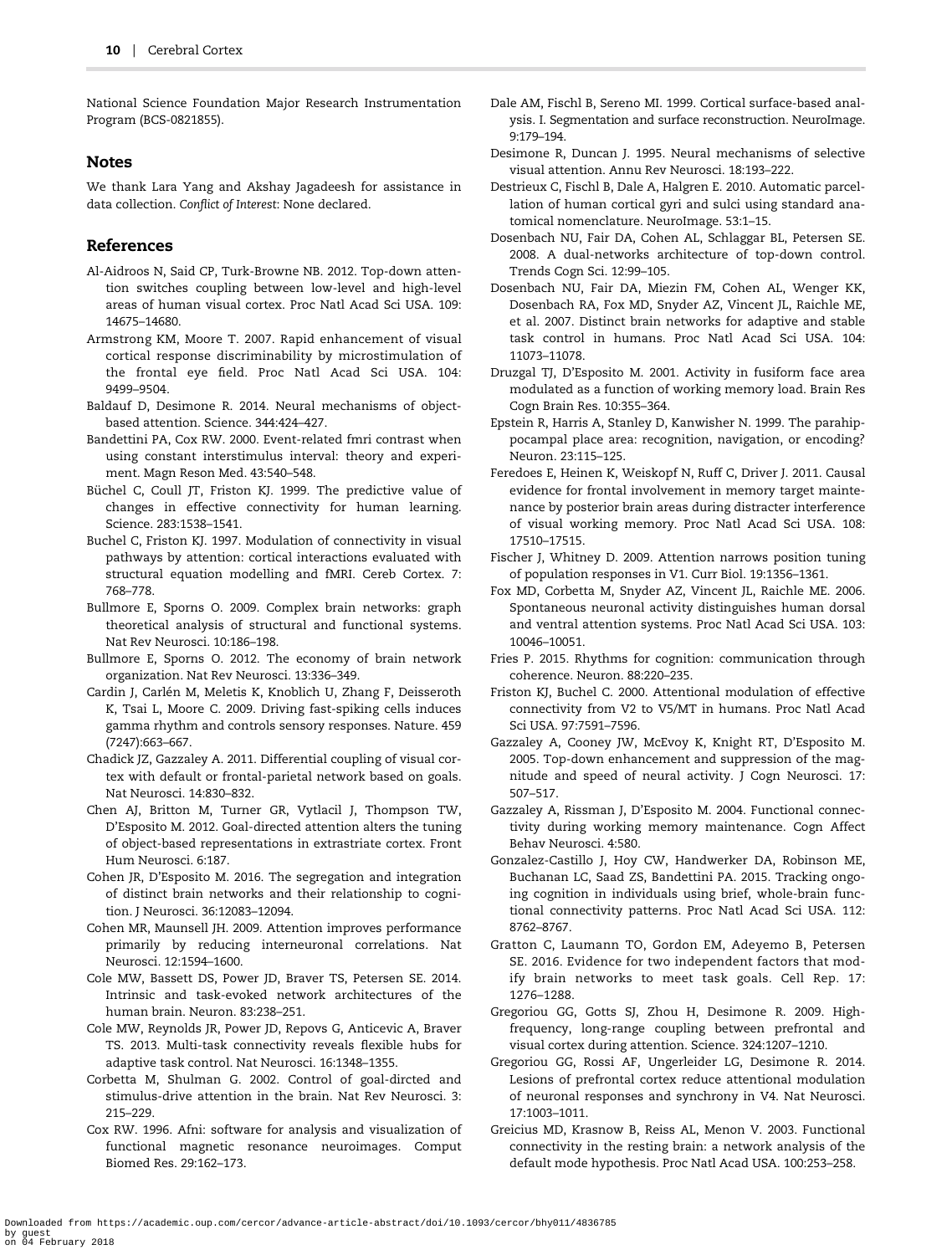National Science Foundation Major Research Instrumentation Program (BCS-0821855).

## Notes

We thank Lara Yang and Akshay Jagadeesh for assistance in data collection. *Conflict of Interest*: None declared.

## References

Al-Aidroos N, Said CP, Turk-Browne NB. 2012. Top-down attention switches coupling between low-level and high-level areas of human visual cortex. Proc Natl Acad Sci USA. 109: 14675–14680.

Armstrong KM, Moore T. 2007. Rapid enhancement of visual cortical response discriminability by microstimulation of the frontal eye field. Proc Natl Acad Sci USA. 104: 9499–9504.

Baldauf D, Desimone R. 2014. Neural mechanisms of object-based attention. Science. 344:424–427.

Bandettini PA, Cox RW. 2000. Event-related fmri contrast when using constant interstimulus interval: theory and experiment. Magn Reson Med. 43:540–548.

Büchel C, Coull JT, Friston KJ. 1999. The predictive value of changes in effective connectivity for human learning. Science. 283:1538–1541.

Buchel C, Friston KJ. 1997. Modulation of connectivity in visual pathways by attention: cortical interactions evaluated with structural equation modelling and fMRI. Cereb Cortex. 7: 768–778.

Bullmore E, Sporns O. 2009. Complex brain networks: graph theoretical analysis of structural and functional systems. Nat Rev Neurosci. 10:186–198.

Bullmore E, Sporns O. 2012. The economy of brain network organization. Nat Rev Neurosci. 13:336–349.

Cardin J, Carlén M, Meletis K, Knoblich U, Zhang F, Deisseroth K, Tsai L, Moore C. 2009. Driving fast-spiking cells induces gamma rhythm and controls sensory responses. Nature. 459 (7247):663–667.

Chadick JZ, Gazzaley A. 2011. Differential coupling of visual cortex with default or frontal-parietal network based on goals. Nat Neurosci. 14:830–832.

Chen AJ, Britton M, Turner GR, Vytlacil J, Thompson TW, D'Esposito M. 2012. Goal-directed attention alters the tuning of object-based representations in extrastriate cortex. Front Hum Neurosci. 6:187.

Cohen JR, D'Esposito M. 2016. The segregation and integration of distinct brain networks and their relationship to cognition. J Neurosci. 36:12083–12094.

Cohen MR, Maunsell JH. 2009. Attention improves performance primarily by reducing interneuronal correlations. Nat Neurosci. 12:1594–1600.

Cole MW, Bassett DS, Power JD, Braver TS, Petersen SE. 2014. Intrinsic and task-evoked network architectures of the human brain. Neuron. 83:238–251.

Cole MW, Reynolds JR, Power JD, Repovs G, Anticevic A, Braver TS. 2013. Multi-task connectivity reveals flexible hubs for adaptive task control. Nat Neurosci. 16:1348–1355.

Corbetta M, Shulman G. 2002. Control of goal-dircted and stimulus-drive attention in the brain. Nat Rev Neurosci. 3: 215–229.

Cox RW. 1996. Afni: software for analysis and visualization of functional magnetic resonance neuroimages. Comput Biomed Res. 29:162–173.

Dale AM, Fischl B, Sereno MI. 1999. Cortical surface-based analysis. I. Segmentation and surface reconstruction. NeuroImage. 9:179–194.

Desimone R, Duncan J. 1995. Neural mechanisms of selective visual attention. Annu Rev Neurosci. 18:193–222.

Destrieux C, Fischl B, Dale A, Halgren E. 2010. Automatic parcellation of human cortical gyri and sulci using standard anatomical nomenclature. NeuroImage. 53:1–15.

Dosenbach NU, Fair DA, Cohen AL, Schlaggar BL, Petersen SE. 2008. A dual-networks architecture of top-down control. Trends Cogn Sci. 12:99–105.

Dosenbach NU, Fair DA, Miezin FM, Cohen AL, Wenger KK, Dosenbach RA, Fox MD, Snyder AZ, Vincent JL, Raichle ME, et al. 2007. Distinct brain networks for adaptive and stable task control in humans. Proc Natl Acad Sci USA. 104: 11073–11078.

Druzgal TJ, D'Esposito M. 2001. Activity in fusiform face area modulated as a function of working memory load. Brain Res Cogn Brain Res. 10:355–364.

Epstein R, Harris A, Stanley D, Kanwisher N. 1999. The parahippocampal place area: recognition, navigation, or encoding? Neuron. 23:115–125.

Feredoes E, Heinen K, Weiskopf N, Ruff C, Driver J. 2011. Causal evidence for frontal involvement in memory target maintenance by posterior brain areas during distracter interference of visual working memory. Proc Natl Acad Sci USA. 108: 17510–17515.

Fischer J, Whitney D. 2009. Attention narrows position tuning of population responses in V1. Curr Biol. 19:1356–1361.

Fox MD, Corbetta M, Snyder AZ, Vincent JL, Raichle ME. 2006. Spontaneous neuronal activity distinguishes human dorsal and ventral attention systems. Proc Natl Acad Sci USA. 103: 10046–10051.

Fries P. 2015. Rhythms for cognition: communication through coherence. Neuron. 88:220–235.

Friston KJ, Buchel C. 2000. Attentional modulation of effective connectivity from V2 to V5/MT in humans. Proc Natl Acad Sci USA. 97:7591–7596.

Gazzaley A, Cooney JW, McEvoy K, Knight RT, D'Esposito M. 2005. Top-down enhancement and suppression of the magnitude and speed of neural activity. J Cogn Neurosci. 17: 507–517.

Gazzaley A, Rissman J, D'Esposito M. 2004. Functional connectivity during working memory maintenance. Cogn Affect Behav Neurosci. 4:580.

Gonzalez-Castillo J, Hoy CW, Handwerker DA, Robinson ME, Buchanan LC, Saad ZS, Bandettini PA. 2015. Tracking ongoing cognition in individuals using brief, whole-brain functional connectivity patterns. Proc Natl Acad Sci USA. 112: 8762–8767.

Gratton C, Laumann TO, Gordon EM, Adeyemo B, Petersen SE. 2016. Evidence for two independent factors that modify brain networks to meet task goals. Cell Rep. 17: 1276–1288.

Gregoriou GG, Gotts SJ, Zhou H, Desimone R. 2009. High-frequency, long-range coupling between prefrontal and visual cortex during attention. Science. 324:1207–1210.

Gregoriou GG, Rossi AF, Ungerleider LG, Desimone R. 2014. Lesions of prefrontal cortex reduce attentional modulation of neuronal responses and synchrony in V4. Nat Neurosci. 17:1003–1011.

Greicius MD, Krasnow B, Reiss AL, Menon V. 2003. Functional connectivity in the resting brain: a network analysis of the default mode hypothesis. Proc Natl Acad USA. 100:253–258.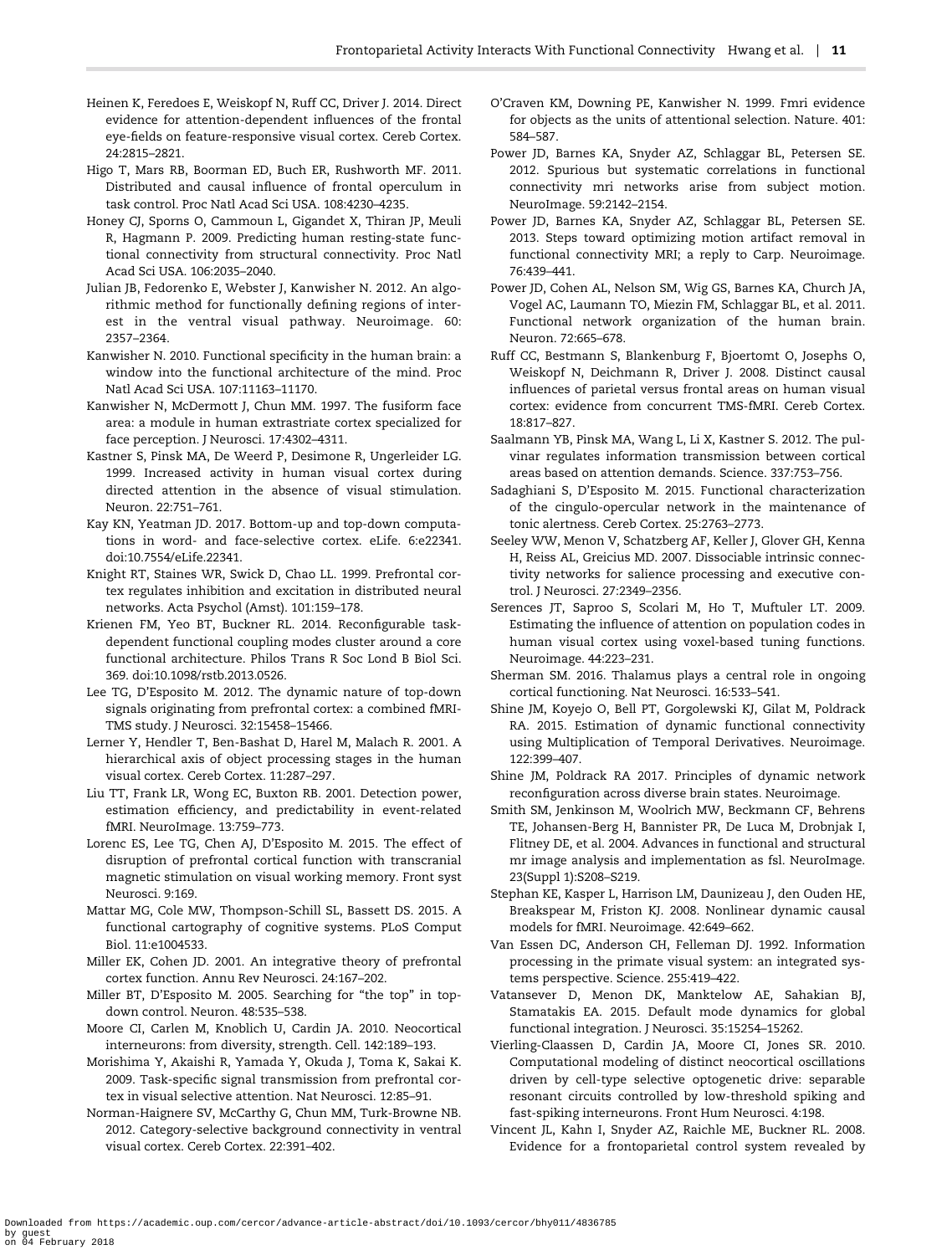Heinen K, Feredoes E, Weiskopf N, Ruff CC, Driver J. 2014. Direct evidence for attention-dependent influences of the frontal eye-fields on feature-responsive visual cortex. Cereb Cortex. 24:2815–2821.

Higo T, Mars RB, Boorman ED, Buch ER, Rushworth MF. 2011. Distributed and causal influence of frontal operculum in task control. Proc Natl Acad Sci USA. 108:4230–4235.

Honey CJ, Sporns O, Cammoun L, Gigandet X, Thiran JP, Meuli R, Hagmann P. 2009. Predicting human resting-state functional connectivity from structural connectivity. Proc Natl Acad Sci USA. 106:2035–2040.

Julian JB, Fedorenko E, Webster J, Kanwisher N. 2012. An algorithmic method for functionally defining regions of interest in the ventral visual pathway. Neuroimage. 60: 2357–2364.

Kanwisher N. 2010. Functional specificity in the human brain: a window into the functional architecture of the mind. Proc Natl Acad Sci USA. 107:11163–11170.

Kanwisher N, McDermott J, Chun MM. 1997. The fusiform face area: a module in human extrastriate cortex specialized for face perception. J Neurosci. 17:4302–4311.

Kastner S, Pinsk MA, De Weerd P, Desimone R, Ungerleider LG. 1999. Increased activity in human visual cortex during directed attention in the absence of visual stimulation. Neuron. 22:751–761.

Kay KN, Yeatman JD. 2017. Bottom-up and top-down computations in word- and face-selective cortex. eLife. 6:e22341. doi:10.7554/eLife.22341.

Knight RT, Staines WR, Swick D, Chao LL. 1999. Prefrontal cortex regulates inhibition and excitation in distributed neural networks. Acta Psychol (Amst). 101:159–178.

Krienen FM, Yeo BT, Buckner RL. 2014. Reconfigurable task-dependent functional coupling modes cluster around a core functional architecture. Philos Trans R Soc Lond B Biol Sci. 369. doi:10.1098/rstb.2013.0526.

Lee TG, D'Esposito M. 2012. The dynamic nature of top-down signals originating from prefrontal cortex: a combined fMRI-TMS study. J Neurosci. 32:15458–15466.

Lerner Y, Hendler T, Ben-Bashat D, Harel M, Malach R. 2001. A hierarchical axis of object processing stages in the human visual cortex. Cereb Cortex. 11:287–297.

Liu TT, Frank LR, Wong EC, Buxton RB. 2001. Detection power, estimation efficiency, and predictability in event-related fMRI. NeuroImage. 13:759–773.

Lorenc ES, Lee TG, Chen AJ, D'Esposito M. 2015. The effect of disruption of prefrontal cortical function with transcranial magnetic stimulation on visual working memory. Front syst Neurosci. 9:169.

Mattar MG, Cole MW, Thompson-Schill SL, Bassett DS. 2015. A functional cartography of cognitive systems. PLoS Comput Biol. 11:e1004533.

Miller EK, Cohen JD. 2001. An integrative theory of prefrontal cortex function. Annu Rev Neurosci. 24:167–202.

Miller BT, D'Esposito M. 2005. Searching for "the top" in top-down control. Neuron. 48:535–538.

Moore CI, Carlen M, Knoblich U, Cardin JA. 2010. Neocortical interneurons: from diversity, strength. Cell. 142:189–193.

Morishima Y, Akaishi R, Yamada Y, Okuda J, Toma K, Sakai K. 2009. Task-specific signal transmission from prefrontal cortex in visual selective attention. Nat Neurosci. 12:85–91.

Norman-Haignere SV, McCarthy G, Chun MM, Turk-Browne NB. 2012. Category-selective background connectivity in ventral visual cortex. Cereb Cortex. 22:391–402.

O'Craven KM, Downing PE, Kanwisher N. 1999. Fmri evidence for objects as the units of attentional selection. Nature. 401: 584–587.

Power JD, Barnes KA, Snyder AZ, Schlaggar BL, Petersen SE. 2012. Spurious but systematic correlations in functional connectivity mri networks arise from subject motion. NeuroImage. 59:2142–2154.

Power JD, Barnes KA, Snyder AZ, Schlaggar BL, Petersen SE. 2013. Steps toward optimizing motion artifact removal in functional connectivity MRI; a reply to Carp. Neuroimage. 76:439–441.

Power JD, Cohen AL, Nelson SM, Wig GS, Barnes KA, Church JA, Vogel AC, Laumann TO, Miezin FM, Schlaggar BL, et al. 2011. Functional network organization of the human brain. Neuron. 72:665–678.

Ruff CC, Bestmann S, Blankenburg F, Bjoertomt O, Josephs O, Weiskopf N, Deichmann R, Driver J. 2008. Distinct causal influences of parietal versus frontal areas on human visual cortex: evidence from concurrent TMS-fMRI. Cereb Cortex. 18:817–827.

Saalmann YB, Pinsk MA, Wang L, Li X, Kastner S. 2012. The pulvinar regulates information transmission between cortical areas based on attention demands. Science. 337:753–756.

Sadaghiani S, D'Esposito M. 2015. Functional characterization of the cingulo-opercular network in the maintenance of tonic alertness. Cereb Cortex. 25:2763–2773.

Seeley WW, Menon V, Schatzberg AF, Keller J, Glover GH, Kenna H, Reiss AL, Greicius MD. 2007. Dissociable intrinsic connectivity networks for salience processing and executive control. J Neurosci. 27:2349–2356.

Serences JT, Saproo S, Scolari M, Ho T, Muftuler LT. 2009. Estimating the influence of attention on population codes in human visual cortex using voxel-based tuning functions. Neuroimage. 44:223–231.

Sherman SM. 2016. Thalamus plays a central role in ongoing cortical functioning. Nat Neurosci. 16:533–541.

Shine JM, Koyejo O, Bell PT, Gorgolewski KJ, Gilat M, Poldrack RA. 2015. Estimation of dynamic functional connectivity using Multiplication of Temporal Derivatives. Neuroimage. 122:399–407.

Shine JM, Poldrack RA 2017. Principles of dynamic network reconfiguration across diverse brain states. Neuroimage.

Smith SM, Jenkinson M, Woolrich MW, Beckmann CF, Behrens TE, Johansen-Berg H, Bannister PR, De Luca M, Drobnjak I, Flitney DE, et al. 2004. Advances in functional and structural mr image analysis and implementation as fsl. NeuroImage. 23(Suppl 1):S208–S219.

Stephan KE, Kasper L, Harrison LM, Daunizeau J, den Ouden HE, Breakspear M, Friston KJ. 2008. Nonlinear dynamic causal models for fMRI. Neuroimage. 42:649–662.

Van Essen DC, Anderson CH, Felleman DJ. 1992. Information processing in the primate visual system: an integrated systems perspective. Science. 255:419–422.

Vatansever D, Menon DK, Manktelow AE, Sahakian BJ, Stamatakis EA. 2015. Default mode dynamics for global functional integration. J Neurosci. 35:15254–15262.

Vierling-Claassen D, Cardin JA, Moore CI, Jones SR. 2010. Computational modeling of distinct neocortical oscillations driven by cell-type selective optogenetic drive: separable resonant circuits controlled by low-threshold spiking and fast-spiking interneurons. Front Hum Neurosci. 4:198.

Vincent JL, Kahn I, Snyder AZ, Raichle ME, Buckner RL. 2008. Evidence for a frontoparietal control system revealed by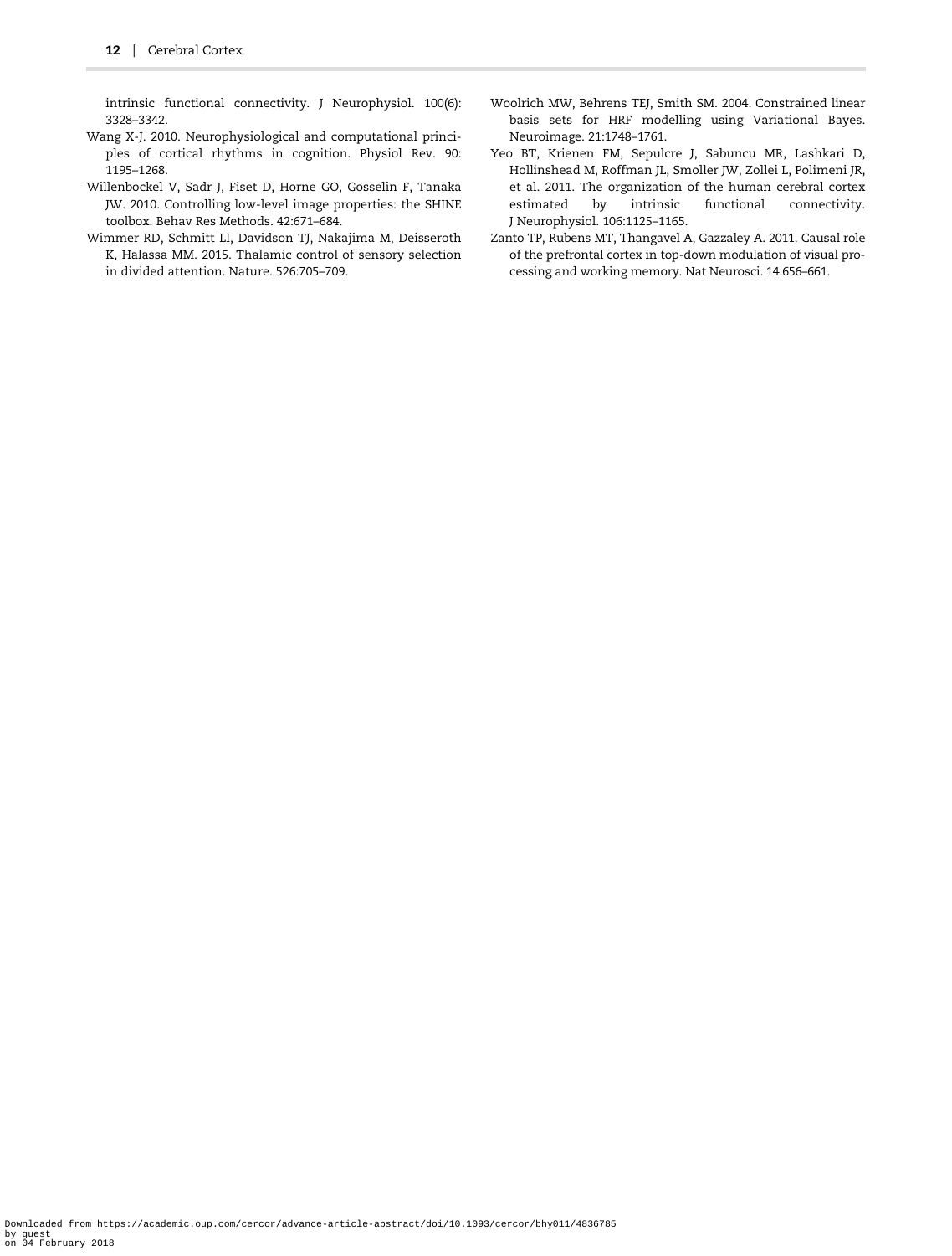intrinsic functional connectivity. J Neurophysiol. 100(6): 3328–3342.

Wang X-J. 2010. Neurophysiological and computational principles of cortical rhythms in cognition. Physiol Rev. 90: 1195–1268.

Willenbockel V, Sadr J, Fiset D, Horne GO, Gosselin F, Tanaka JW. 2010. Controlling low-level image properties: the SHINE toolbox. Behav Res Methods. 42:671–684.

Wimmer RD, Schmitt LI, Davidson TJ, Nakajima M, Deisseroth K, Halassa MM. 2015. Thalamic control of sensory selection in divided attention. Nature. 526:705–709.

Woolrich MW, Behrens TEJ, Smith SM. 2004. Constrained linear basis sets for HRF modelling using Variational Bayes. Neuroimage. 21:1748–1761.

Yeo BT, Krienen FM, Sepulcre J, Sabuncu MR, Lashkari D, Hollinshead M, Roffman JL, Smoller JW, Zollei L, Polimeni JR, et al. 2011. The organization of the human cerebral cortex estimated by intrinsic functional connectivity. J Neurophysiol. 106:1125–1165.

Zanto TP, Rubens MT, Thangavel A, Gazzaley A. 2011. Causal role of the prefrontal cortex in top-down modulation of visual processing and working memory. Nat Neurosci. 14:656–661.